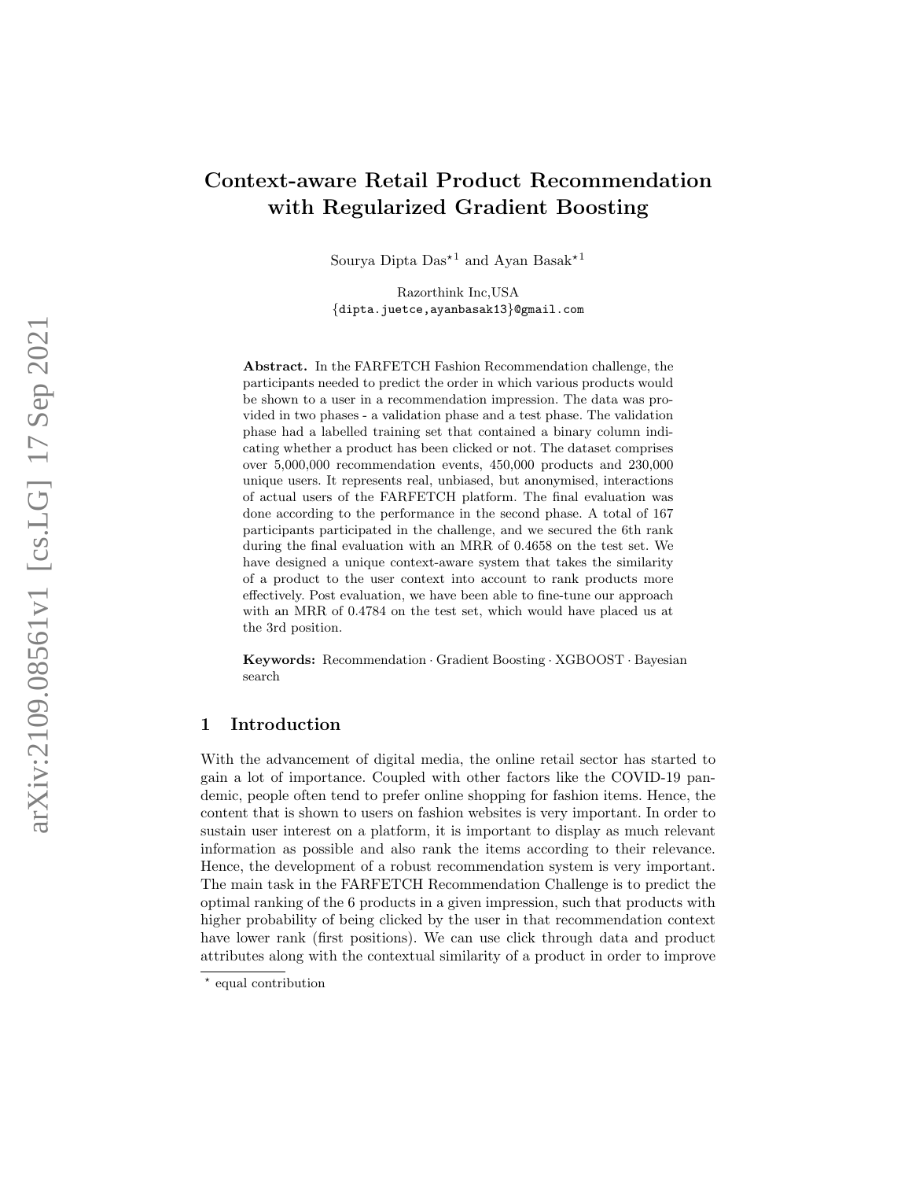# Context-aware Retail Product Recommendation with Regularized Gradient Boosting

Sourya Dipta Das*[1] and Ayan Basak*[1]

Razorthink Inc,USA
{dipta.juetce,ayanbasak13}@gmail.com

**Abstract.** In the FARFETCH Fashion Recommendation challenge, the participants needed to predict the order in which various products would be shown to a user in a recommendation impression. The data was provided in two phases - a validation phase and a test phase. The validation phase had a labelled training set that contained a binary column indicating whether a product has been clicked or not. The dataset comprises over 5,000,000 recommendation events, 450,000 products and 230,000 unique users. It represents real, unbiased, but anonymised, interactions of actual users of the FARFETCH platform. The final evaluation was done according to the performance in the second phase. A total of 167 participants participated in the challenge, and we secured the 6th rank during the final evaluation with an MRR of 0.4658 on the test set. We have designed a unique context-aware system that takes the similarity of a product to the user context into account to rank products more effectively. Post evaluation, we have been able to fine-tune our approach with an MRR of 0.4784 on the test set, which would have placed us at the 3rd position.

**Keywords:** Recommendation · Gradient Boosting · XGBOOST · Bayesian search

## 1 Introduction

With the advancement of digital media, the online retail sector has started to gain a lot of importance. Coupled with other factors like the COVID-19 pandemic, people often tend to prefer online shopping for fashion items. Hence, the content that is shown to users on fashion websites is very important. In order to sustain user interest on a platform, it is important to display as much relevant information as possible and also rank the items according to their relevance. Hence, the development of a robust recommendation system is very important. The main task in the FARFETCH Recommendation Challenge is to predict the optimal ranking of the 6 products in a given impression, such that products with higher probability of being clicked by the user in that recommendation context have lower rank (first positions). We can use click through data and product attributes along with the contextual similarity of a product in order to improve

* equal contribution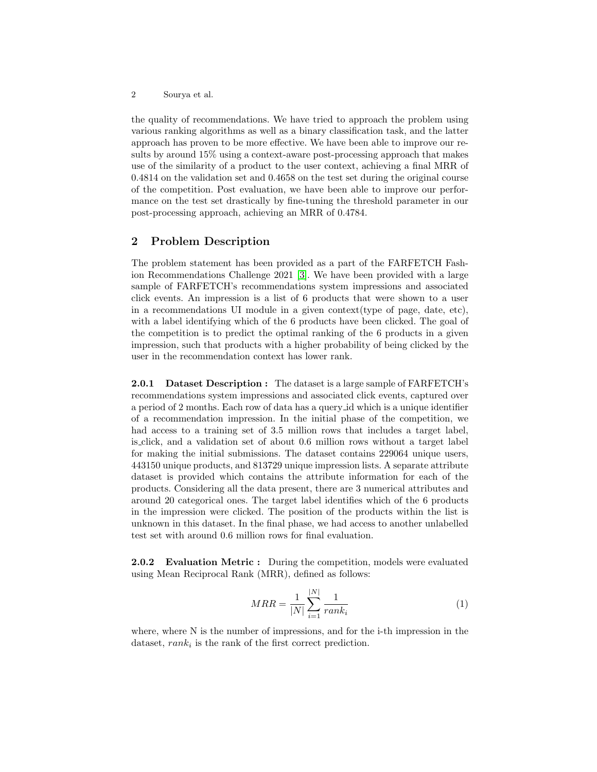the quality of recommendations. We have tried to approach the problem using various ranking algorithms as well as a binary classification task, and the latter approach has proven to be more effective. We have been able to improve our results by around 15% using a context-aware post-processing approach that makes use of the similarity of a product to the user context, achieving a final MRR of 0.4814 on the validation set and 0.4658 on the test set during the original course of the competition. Post evaluation, we have been able to improve our performance on the test set drastically by fine-tuning the threshold parameter in our post-processing approach, achieving an MRR of 0.4784.

## 2 Problem Description

The problem statement has been provided as a part of the FARFETCH Fashion Recommendations Challenge 2021 [3]. We have been provided with a large sample of FARFETCH's recommendations system impressions and associated click events. An impression is a list of 6 products that were shown to a user in a recommendations UI module in a given context(type of page, date, etc), with a label identifying which of the 6 products have been clicked. The goal of the competition is to predict the optimal ranking of the 6 products in a given impression, such that products with a higher probability of being clicked by the user in the recommendation context has lower rank.

**2.0.1 Dataset Description :** The dataset is a large sample of FARFETCH's recommendations system impressions and associated click events, captured over a period of 2 months. Each row of data has a query_id which is a unique identifier of a recommendation impression. In the initial phase of the competition, we had access to a training set of 3.5 million rows that includes a target label, is_click, and a validation set of about 0.6 million rows without a target label for making the initial submissions. The dataset contains 229064 unique users, 443150 unique products, and 813729 unique impression lists. A separate attribute dataset is provided which contains the attribute information for each of the products. Considering all the data present, there are 3 numerical attributes and around 20 categorical ones. The target label identifies which of the 6 products in the impression were clicked. The position of the products within the list is unknown in this dataset. In the final phase, we had access to another unlabelled test set with around 0.6 million rows for final evaluation.

**2.0.2 Evaluation Metric :** During the competition, models were evaluated using Mean Reciprocal Rank (MRR), defined as follows:

$$MRR = \frac{1}{|N|} \sum_{i=1}^{|N|} \frac{1}{rank_i} \tag{1}$$

where, where N is the number of impressions, and for the i-th impression in the dataset, $rank_i$ is the rank of the first correct prediction.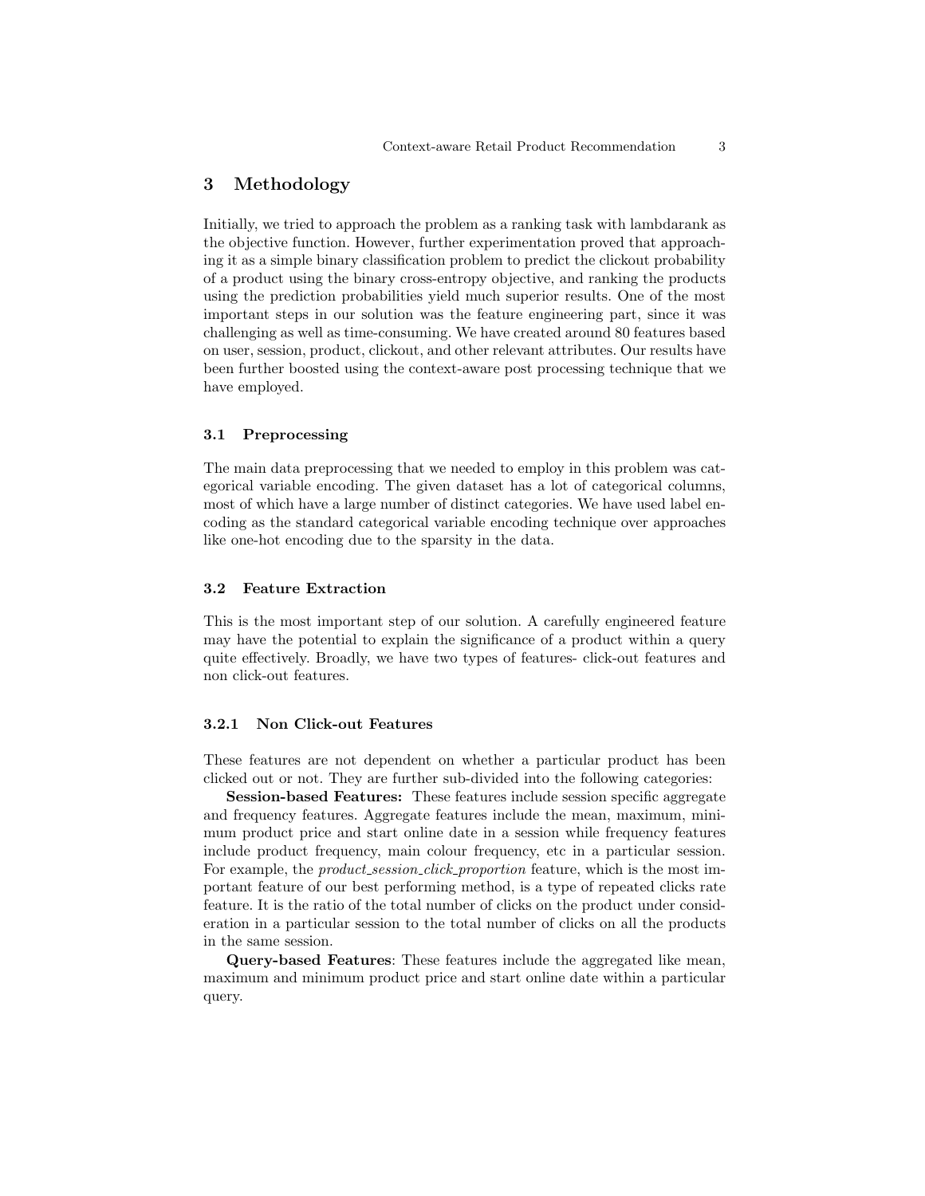# 3 Methodology

Initially, we tried to approach the problem as a ranking task with lambdarank as the objective function. However, further experimentation proved that approaching it as a simple binary classification problem to predict the clickout probability of a product using the binary cross-entropy objective, and ranking the products using the prediction probabilities yield much superior results. One of the most important steps in our solution was the feature engineering part, since it was challenging as well as time-consuming. We have created around 80 features based on user, session, product, clickout, and other relevant attributes. Our results have been further boosted using the context-aware post processing technique that we have employed.

## 3.1 Preprocessing

The main data preprocessing that we needed to employ in this problem was categorical variable encoding. The given dataset has a lot of categorical columns, most of which have a large number of distinct categories. We have used label encoding as the standard categorical variable encoding technique over approaches like one-hot encoding due to the sparsity in the data.

## 3.2 Feature Extraction

This is the most important step of our solution. A carefully engineered feature may have the potential to explain the significance of a product within a query quite effectively. Broadly, we have two types of features- click-out features and non click-out features.

### 3.2.1 Non Click-out Features

These features are not dependent on whether a particular product has been clicked out or not. They are further sub-divided into the following categories:

**Session-based Features:** These features include session specific aggregate and frequency features. Aggregate features include the mean, maximum, minimum product price and start online date in a session while frequency features include product frequency, main colour frequency, etc in a particular session. For example, the *product_session_click_proportion* feature, which is the most important feature of our best performing method, is a type of repeated clicks rate feature. It is the ratio of the total number of clicks on the product under consideration in a particular session to the total number of clicks on all the products in the same session.

**Query-based Features**: These features include the aggregated like mean, maximum and minimum product price and start online date within a particular query.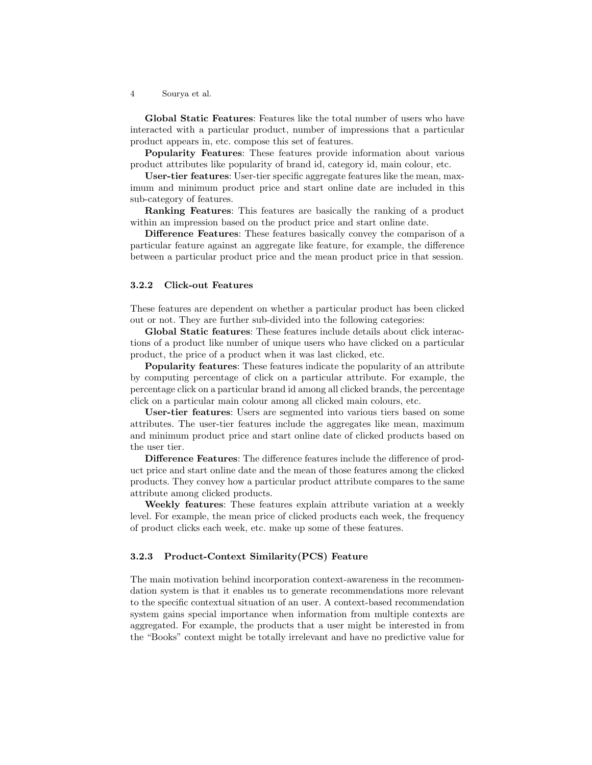**Global Static Features**: Features like the total number of users who have interacted with a particular product, number of impressions that a particular product appears in, etc. compose this set of features.

**Popularity Features**: These features provide information about various product attributes like popularity of brand id, category id, main colour, etc.

**User-tier features**: User-tier specific aggregate features like the mean, maximum and minimum product price and start online date are included in this sub-category of features.

**Ranking Features**: This features are basically the ranking of a product within an impression based on the product price and start online date.

**Difference Features**: These features basically convey the comparison of a particular feature against an aggregate like feature, for example, the difference between a particular product price and the mean product price in that session.

### 3.2.2 Click-out Features

These features are dependent on whether a particular product has been clicked out or not. They are further sub-divided into the following categories:

**Global Static features**: These features include details about click interactions of a product like number of unique users who have clicked on a particular product, the price of a product when it was last clicked, etc.

**Popularity features**: These features indicate the popularity of an attribute by computing percentage of click on a particular attribute. For example, the percentage click on a particular brand id among all clicked brands, the percentage click on a particular main colour among all clicked main colours, etc.

**User-tier features**: Users are segmented into various tiers based on some attributes. The user-tier features include the aggregates like mean, maximum and minimum product price and start online date of clicked products based on the user tier.

**Difference Features**: The difference features include the difference of product price and start online date and the mean of those features among the clicked products. They convey how a particular product attribute compares to the same attribute among clicked products.

**Weekly features**: These features explain attribute variation at a weekly level. For example, the mean price of clicked products each week, the frequency of product clicks each week, etc. make up some of these features.

### 3.2.3 Product-Context Similarity(PCS) Feature

The main motivation behind incorporation context-awareness in the recommendation system is that it enables us to generate recommendations more relevant to the specific contextual situation of an user. A context-based recommendation system gains special importance when information from multiple contexts are aggregated. For example, the products that a user might be interested in from the "Books" context might be totally irrelevant and have no predictive value for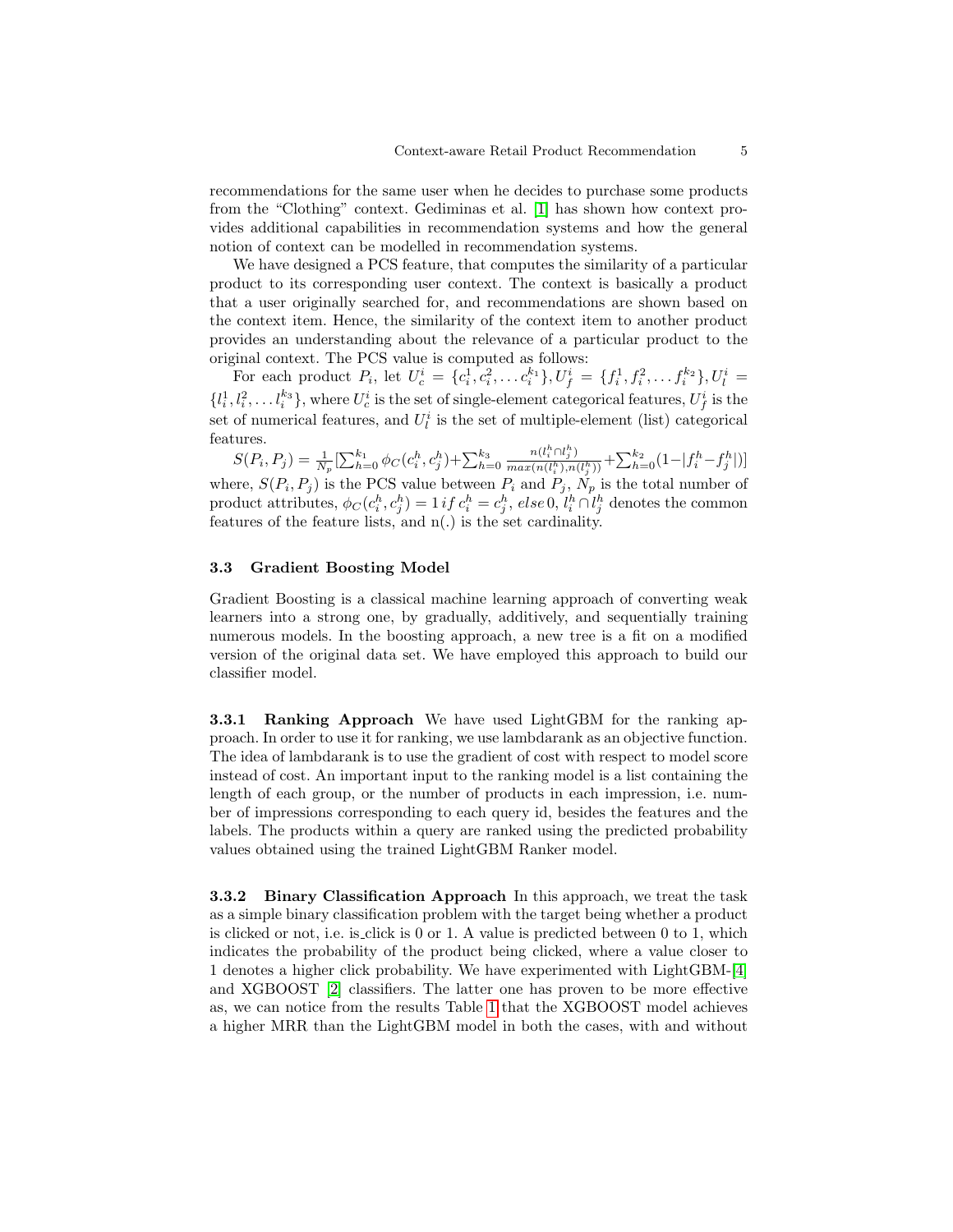recommendations for the same user when he decides to purchase some products from the "Clothing" context. Gediminas et al. [1] has shown how context provides additional capabilities in recommendation systems and how the general notion of context can be modelled in recommendation systems.

We have designed a PCS feature, that computes the similarity of a particular product to its corresponding user context. The context is basically a product that a user originally searched for, and recommendations are shown based on the context item. Hence, the similarity of the context item to another product provides an understanding about the relevance of a particular product to the original context. The PCS value is computed as follows:

For each product $P_i$, let $U_c^i = \{c_i^1, c_i^2, \dots c_i^{k_1}\}, U_f^i = \{f_i^1, f_i^2, \dots f_i^{k_2}\}, U_l^i = \{l_i^1, l_i^2, \dots l_i^{k_3}\}$, where $U_c^i$ is the set of single-element categorical features, $U_f^i$ is the set of numerical features, and $U_l^i$ is the set of multiple-element (list) categorical features.

$$S(P_i, P_j) = \frac{1}{N_p}\Big[\sum_{h=0}^{k_1} \phi_C(c_i^h, c_j^h) + \sum_{h=0}^{k_3} \frac{n(l_i^h \cap l_j^h)}{max(n(l_i^h), n(l_j^h))} + \sum_{h=0}^{k_2}(1 - |f_i^h - f_j^h|)\Big]$$

where, $S(P_i, P_j)$ is the PCS value between $P_i$ and $P_j$, $N_p$ is the total number of product attributes, $\phi_C(c_i^h, c_j^h) = 1 \, if \, c_i^h = c_j^h, \, else \, 0$, $l_i^h \cap l_j^h$ denotes the common features of the feature lists, and n(.) is the set cardinality.

### 3.3 Gradient Boosting Model

Gradient Boosting is a classical machine learning approach of converting weak learners into a strong one, by gradually, additively, and sequentially training numerous models. In the boosting approach, a new tree is a fit on a modified version of the original data set. We have employed this approach to build our classifier model.

**3.3.1 Ranking Approach** We have used LightGBM for the ranking approach. In order to use it for ranking, we use lambdarank as an objective function. The idea of lambdarank is to use the gradient of cost with respect to model score instead of cost. An important input to the ranking model is a list containing the length of each group, or the number of products in each impression, i.e. number of impressions corresponding to each query id, besides the features and the labels. The products within a query are ranked using the predicted probability values obtained using the trained LightGBM Ranker model.

**3.3.2 Binary Classification Approach** In this approach, we treat the task as a simple binary classification problem with the target being whether a product is clicked or not, i.e. is_click is 0 or 1. A value is predicted between 0 to 1, which indicates the probability of the product being clicked, where a value closer to 1 denotes a higher click probability. We have experimented with LightGBM-[4] and XGBOOST [2] classifiers. The latter one has proven to be more effective as, we can notice from the results Table 1 that the XGBOOST model achieves a higher MRR than the LightGBM model in both the cases, with and without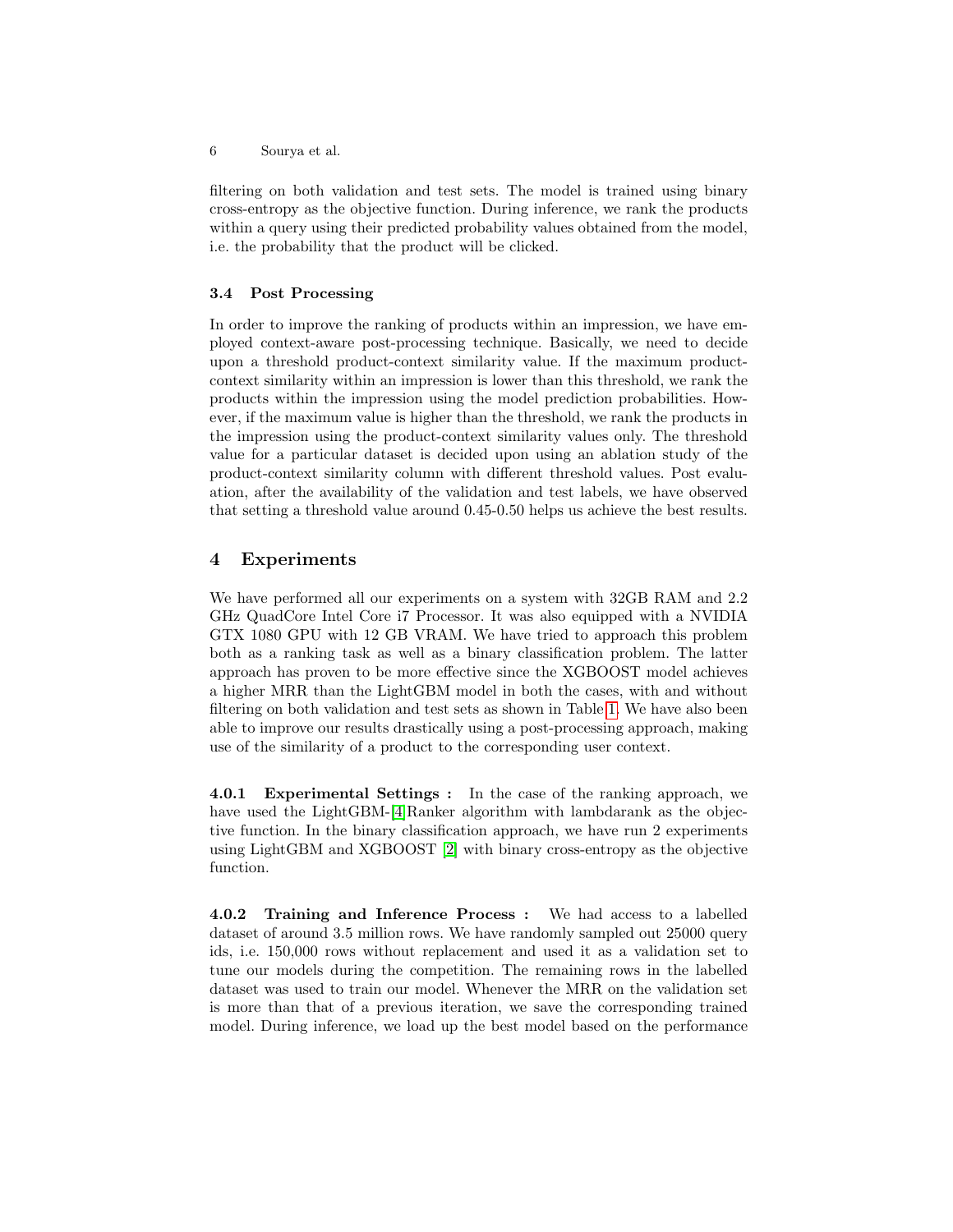filtering on both validation and test sets. The model is trained using binary cross-entropy as the objective function. During inference, we rank the products within a query using their predicted probability values obtained from the model, i.e. the probability that the product will be clicked.

### 3.4 Post Processing

In order to improve the ranking of products within an impression, we have employed context-aware post-processing technique. Basically, we need to decide upon a threshold product-context similarity value. If the maximum product-context similarity within an impression is lower than this threshold, we rank the products within the impression using the model prediction probabilities. However, if the maximum value is higher than the threshold, we rank the products in the impression using the product-context similarity values only. The threshold value for a particular dataset is decided upon using an ablation study of the product-context similarity column with different threshold values. Post evaluation, after the availability of the validation and test labels, we have observed that setting a threshold value around 0.45-0.50 helps us achieve the best results.

## 4 Experiments

We have performed all our experiments on a system with 32GB RAM and 2.2 GHz QuadCore Intel Core i7 Processor. It was also equipped with a NVIDIA GTX 1080 GPU with 12 GB VRAM. We have tried to approach this problem both as a ranking task as well as a binary classification problem. The latter approach has proven to be more effective since the XGBOOST model achieves a higher MRR than the LightGBM model in both the cases, with and without filtering on both validation and test sets as shown in Table 1. We have also been able to improve our results drastically using a post-processing approach, making use of the similarity of a product to the corresponding user context.

**4.0.1 Experimental Settings :** In the case of the ranking approach, we have used the LightGBM-[4]Ranker algorithm with lambdarank as the objective function. In the binary classification approach, we have run 2 experiments using LightGBM and XGBOOST [2] with binary cross-entropy as the objective function.

**4.0.2 Training and Inference Process :** We had access to a labelled dataset of around 3.5 million rows. We have randomly sampled out 25000 query ids, i.e. 150,000 rows without replacement and used it as a validation set to tune our models during the competition. The remaining rows in the labelled dataset was used to train our model. Whenever the MRR on the validation set is more than that of a previous iteration, we save the corresponding trained model. During inference, we load up the best model based on the performance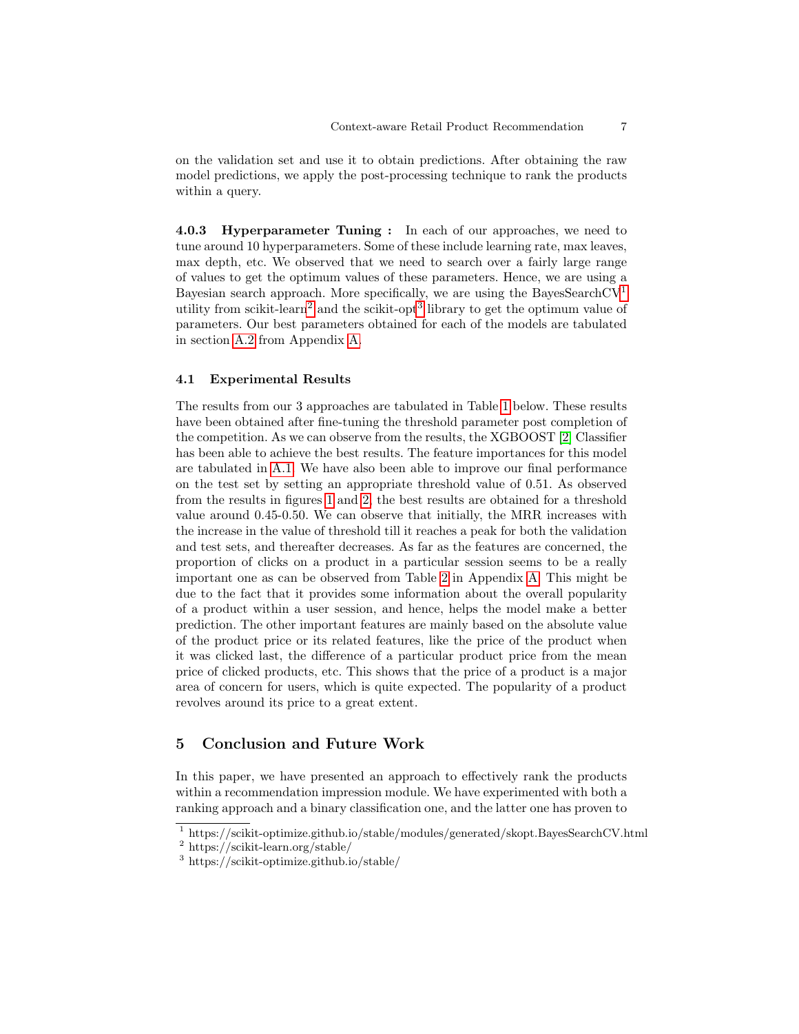on the validation set and use it to obtain predictions. After obtaining the raw model predictions, we apply the post-processing technique to rank the products within a query.

#### 4.0.3 Hyperparameter Tuning :

In each of our approaches, we need to tune around 10 hyperparameters. Some of these include learning rate, max leaves, max depth, etc. We observed that we need to search over a fairly large range of values to get the optimum values of these parameters. Hence, we are using a Bayesian search approach. More specifically, we are using the BayesSearchCV[1] utility from scikit-learn[2] and the scikit-opt[3] library to get the optimum value of parameters. Our best parameters obtained for each of the models are tabulated in section A.2 from Appendix A.

### 4.1 Experimental Results

The results from our 3 approaches are tabulated in Table 1 below. These results have been obtained after fine-tuning the threshold parameter post completion of the competition. As we can observe from the results, the XGBOOST [2] Classifier has been able to achieve the best results. The feature importances for this model are tabulated in A.1. We have also been able to improve our final performance on the test set by setting an appropriate threshold value of 0.51. As observed from the results in figures 1 and 2, the best results are obtained for a threshold value around 0.45-0.50. We can observe that initially, the MRR increases with the increase in the value of threshold till it reaches a peak for both the validation and test sets, and thereafter decreases. As far as the features are concerned, the proportion of clicks on a product in a particular session seems to be a really important one as can be observed from Table 2 in Appendix A. This might be due to the fact that it provides some information about the overall popularity of a product within a user session, and hence, helps the model make a better prediction. The other important features are mainly based on the absolute value of the product price or its related features, like the price of the product when it was clicked last, the difference of a particular product price from the mean price of clicked products, etc. This shows that the price of a product is a major area of concern for users, which is quite expected. The popularity of a product revolves around its price to a great extent.

## 5 Conclusion and Future Work

In this paper, we have presented an approach to effectively rank the products within a recommendation impression module. We have experimented with both a ranking approach and a binary classification one, and the latter one has proven to

[1] https://scikit-optimize.github.io/stable/modules/generated/skopt.BayesSearchCV.html

[2] https://scikit-learn.org/stable/

[3] https://scikit-optimize.github.io/stable/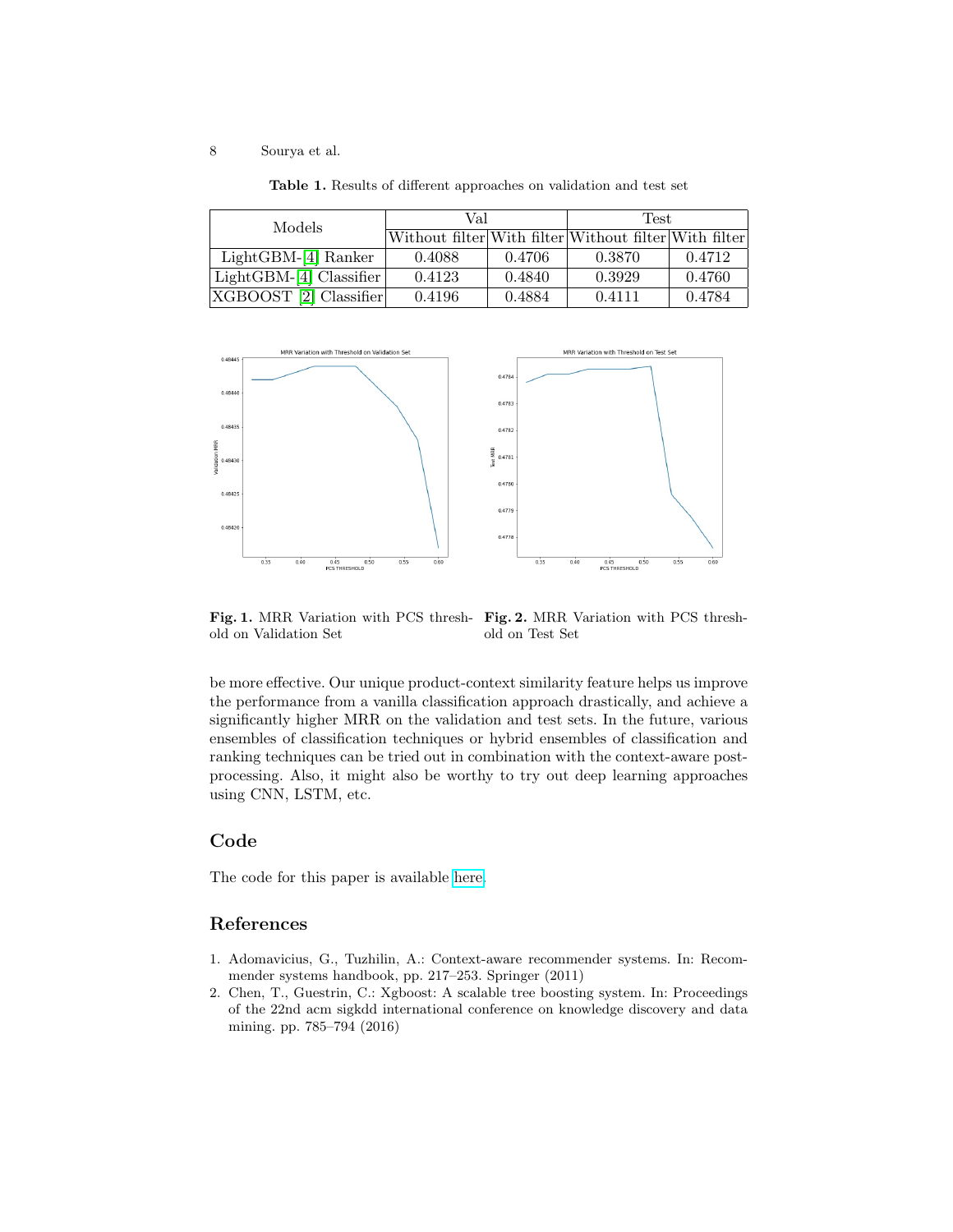**Table 1.** Results of different approaches on validation and test set

| Models | Val | | Test | |
|---|---|---|---|---|
| | Without filter | With filter | Without filter | With filter |
| LightGBM-[4] Ranker | 0.4088 | 0.4706 | 0.3870 | 0.4712 |
| LightGBM-[4] Classifier | 0.4123 | 0.4840 | 0.3929 | 0.4760 |
| XGBOOST [2] Classifier | 0.4196 | 0.4884 | 0.4111 | 0.4784 |

**Fig. 1.** MRR Variation with PCS threshold on Validation Set

**Fig. 2.** MRR Variation with PCS threshold on Test Set

be more effective. Our unique product-context similarity feature helps us improve the performance from a vanilla classification approach drastically, and achieve a significantly higher MRR on the validation and test sets. In the future, various ensembles of classification techniques or hybrid ensembles of classification and ranking techniques can be tried out in combination with the context-aware post-processing. Also, it might also be worthy to try out deep learning approaches using CNN, LSTM, etc.

## Code

The code for this paper is available here.

## References

1. Adomavicius, G., Tuzhilin, A.: Context-aware recommender systems. In: Recommender systems handbook, pp. 217–253. Springer (2011)
2. Chen, T., Guestrin, C.: Xgboost: A scalable tree boosting system. In: Proceedings of the 22nd acm sigkdd international conference on knowledge discovery and data mining. pp. 785–794 (2016)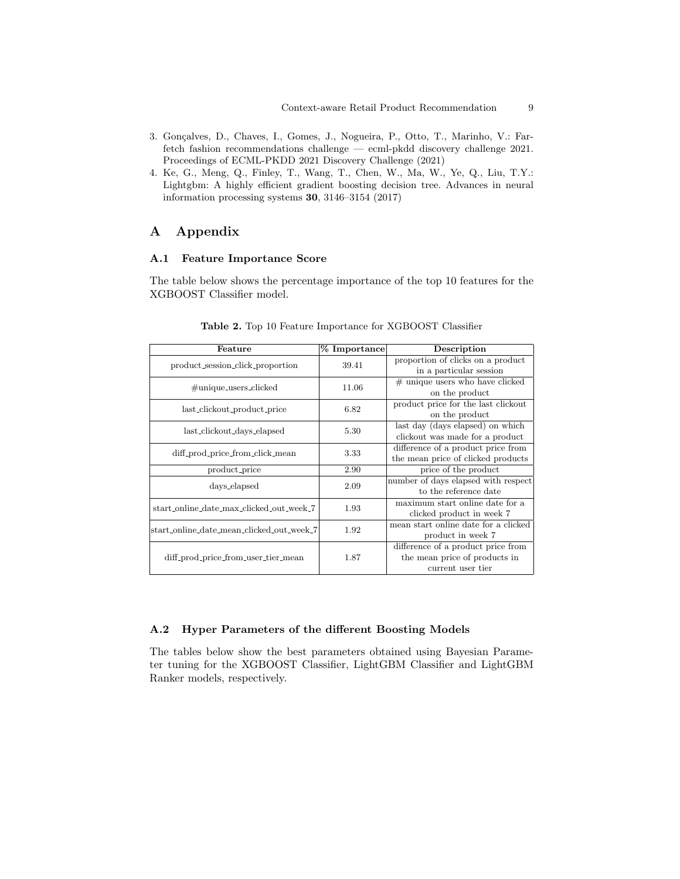3. Gonçalves, D., Chaves, I., Gomes, J., Nogueira, P., Otto, T., Marinho, V.: Farfetch fashion recommendations challenge — ecml-pkdd discovery challenge 2021. Proceedings of ECML-PKDD 2021 Discovery Challenge (2021)
4. Ke, G., Meng, Q., Finley, T., Wang, T., Chen, W., Ma, W., Ye, Q., Liu, T.Y.: Lightgbm: A highly efficient gradient boosting decision tree. Advances in neural information processing systems **30**, 3146–3154 (2017)

# A Appendix

## A.1 Feature Importance Score

The table below shows the percentage importance of the top 10 features for the XGBOOST Classifier model.

**Table 2.** Top 10 Feature Importance for XGBOOST Classifier

| Feature | % Importance | Description |
|---|---|---|
| product_session_click_proportion | 39.41 | proportion of clicks on a product in a particular session |
| #unique_users_clicked | 11.06 | # unique users who have clicked on the product |
| last_clickout_product_price | 6.82 | product price for the last clickout on the product |
| last_clickout_days_elapsed | 5.30 | last day (days elapsed) on which clickout was made for a product |
| diff_prod_price_from_click_mean | 3.33 | difference of a product price from the mean price of clicked products |
| product_price | 2.90 | price of the product |
| days_elapsed | 2.09 | number of days elapsed with respect to the reference date |
| start_online_date_max_clicked_out_week_7 | 1.93 | maximum start online date for a clicked product in week 7 |
| start_online_date_mean_clicked_out_week_7 | 1.92 | mean start online date for a clicked product in week 7 |
| diff_prod_price_from_user_tier_mean | 1.87 | difference of a product price from the mean price of products in current user tier |

## A.2 Hyper Parameters of the different Boosting Models

The tables below show the best parameters obtained using Bayesian Parameter tuning for the XGBOOST Classifier, LightGBM Classifier and LightGBM Ranker models, respectively.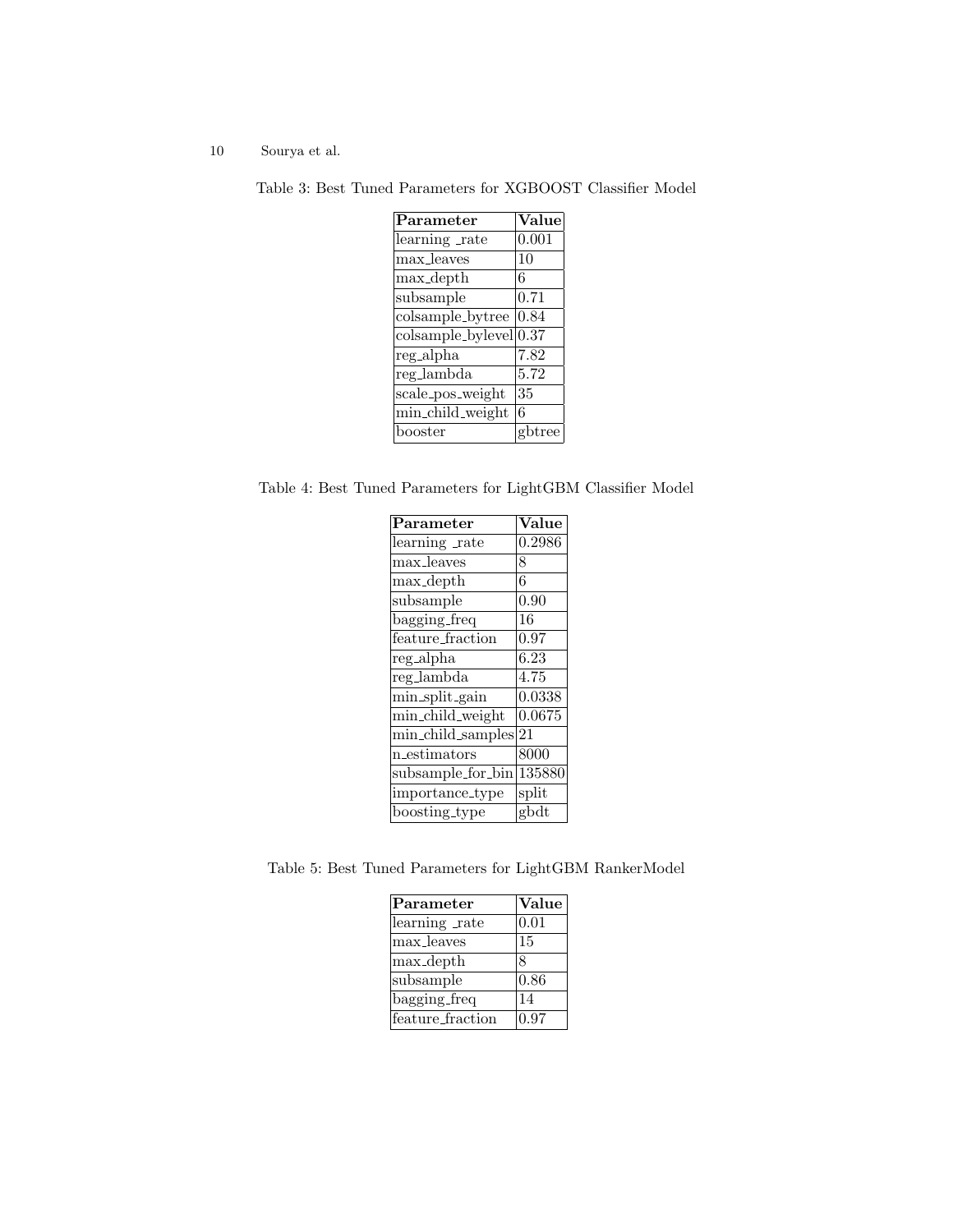Table 3: Best Tuned Parameters for XGBOOST Classifier Model

| Parameter | Value |
|---|---|
| learning _rate | 0.001 |
| max_leaves | 10 |
| max_depth | 6 |
| subsample | 0.71 |
| colsample_bytree | 0.84 |
| colsample_bylevel | 0.37 |
| reg_alpha | 7.82 |
| reg_lambda | 5.72 |
| scale_pos_weight | 35 |
| min_child_weight | 6 |
| booster | gbtree |

Table 4: Best Tuned Parameters for LightGBM Classifier Model

| Parameter | Value |
|---|---|
| learning _rate | 0.2986 |
| max_leaves | 8 |
| max_depth | 6 |
| subsample | 0.90 |
| bagging_freq | 16 |
| feature_fraction | 0.97 |
| reg_alpha | 6.23 |
| reg_lambda | 4.75 |
| min_split_gain | 0.0338 |
| min_child_weight | 0.0675 |
| min_child_samples | 21 |
| n_estimators | 8000 |
| subsample_for_bin | 135880 |
| importance_type | split |
| boosting_type | gbdt |

Table 5: Best Tuned Parameters for LightGBM RankerModel

| Parameter | Value |
|---|---|
| learning _rate | 0.01 |
| max_leaves | 15 |
| max_depth | 8 |
| subsample | 0.86 |
| bagging_freq | 14 |
| feature_fraction | 0.97 |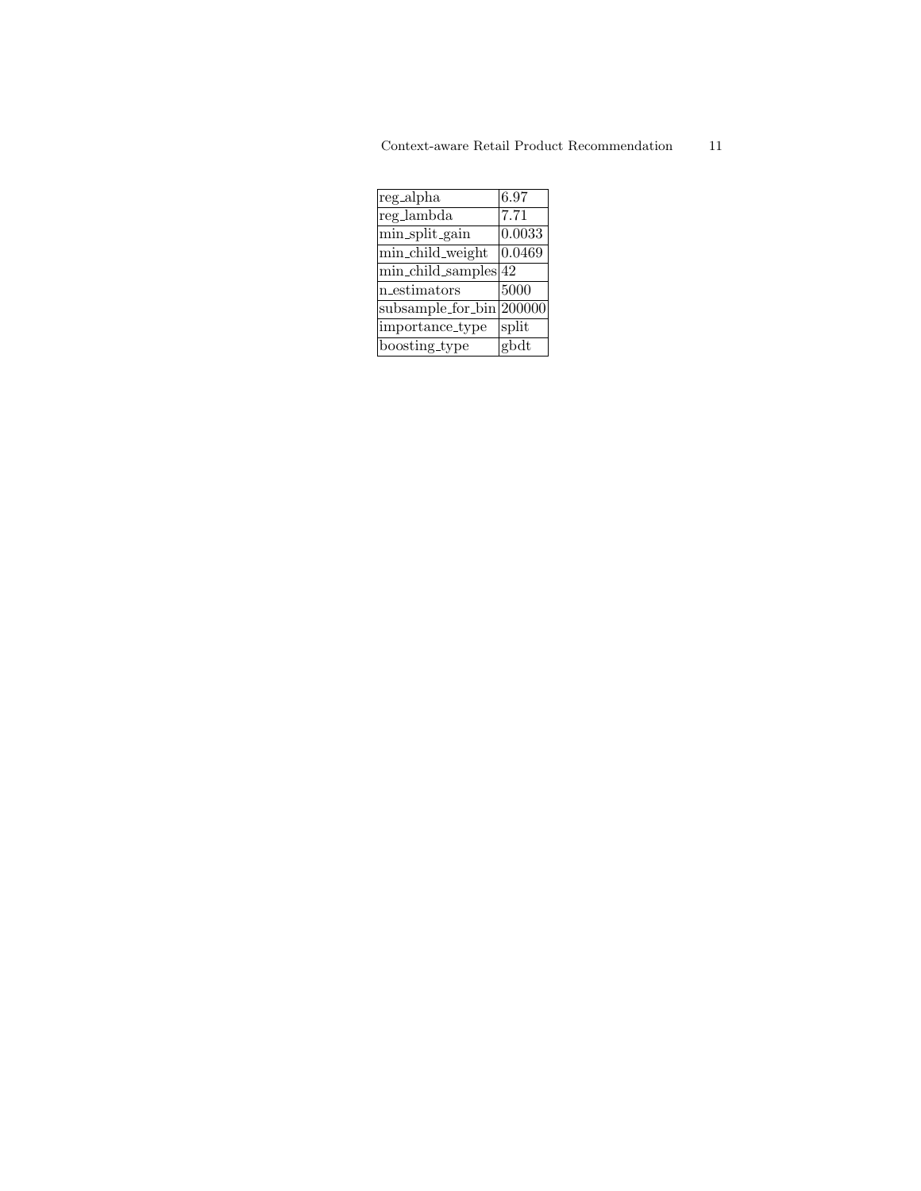| | |
|---|---|
| reg_alpha | 6.97 |
| reg_lambda | 7.71 |
| min_split_gain | 0.0033 |
| min_child_weight | 0.0469 |
| min_child_samples | 42 |
| n_estimators | 5000 |
| subsample_for_bin | 200000 |
| importance_type | split |
| boosting_type | gbdt |